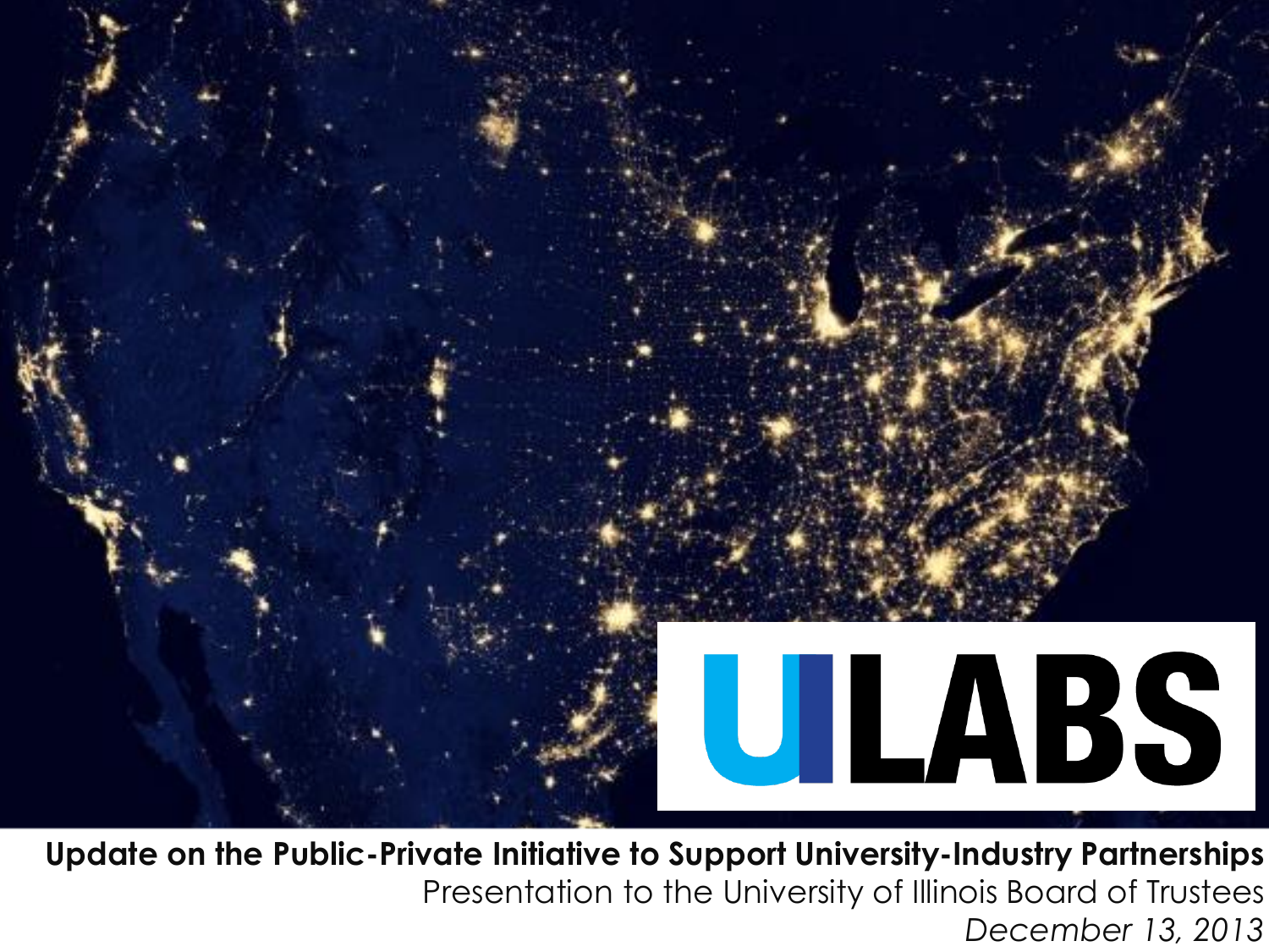# UILABS

**Update on the Public-Private Initiative to Support University-Industry Partnerships**

Presentation to the University of Illinois Board of Trustees

*December 13, 2013*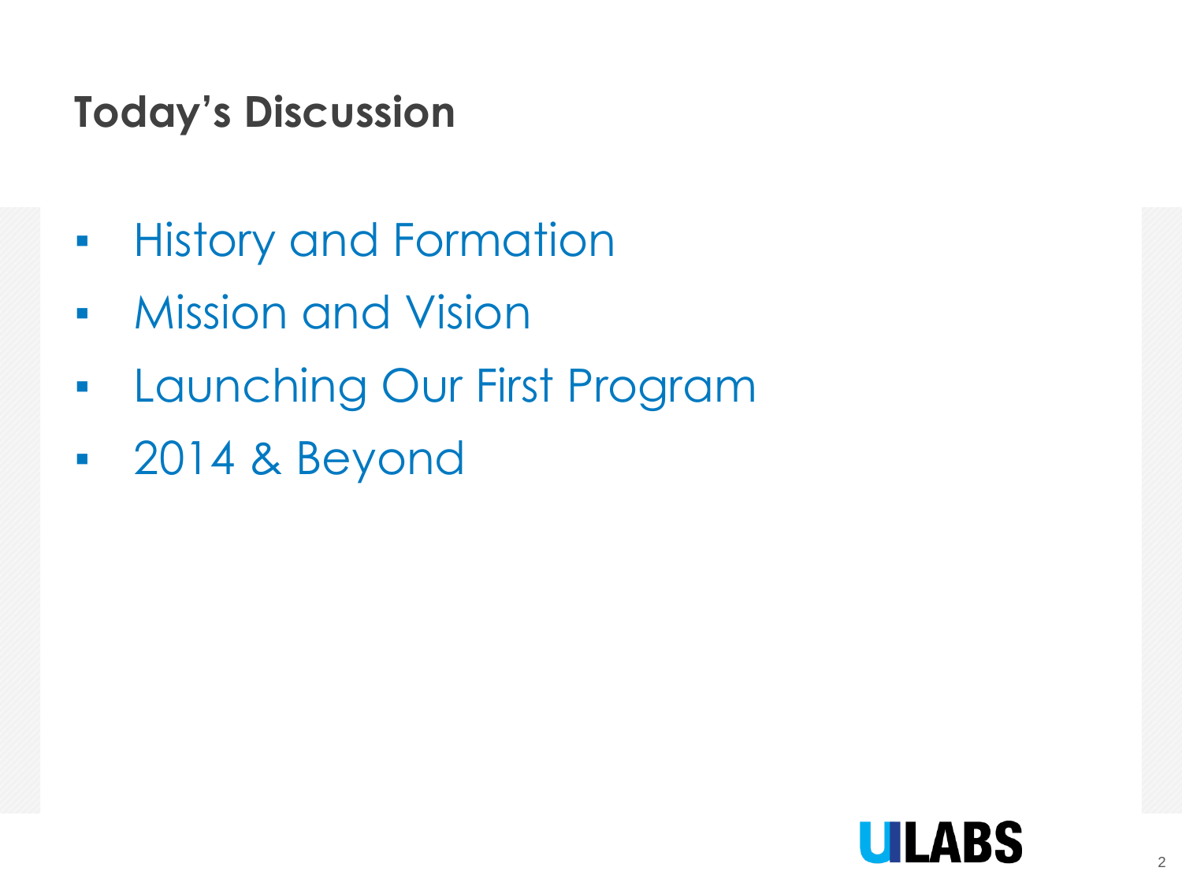# Today's Discussion

- History and Formation
- Mission and Vision
- Launching Our First Program
- 2014 & Beyond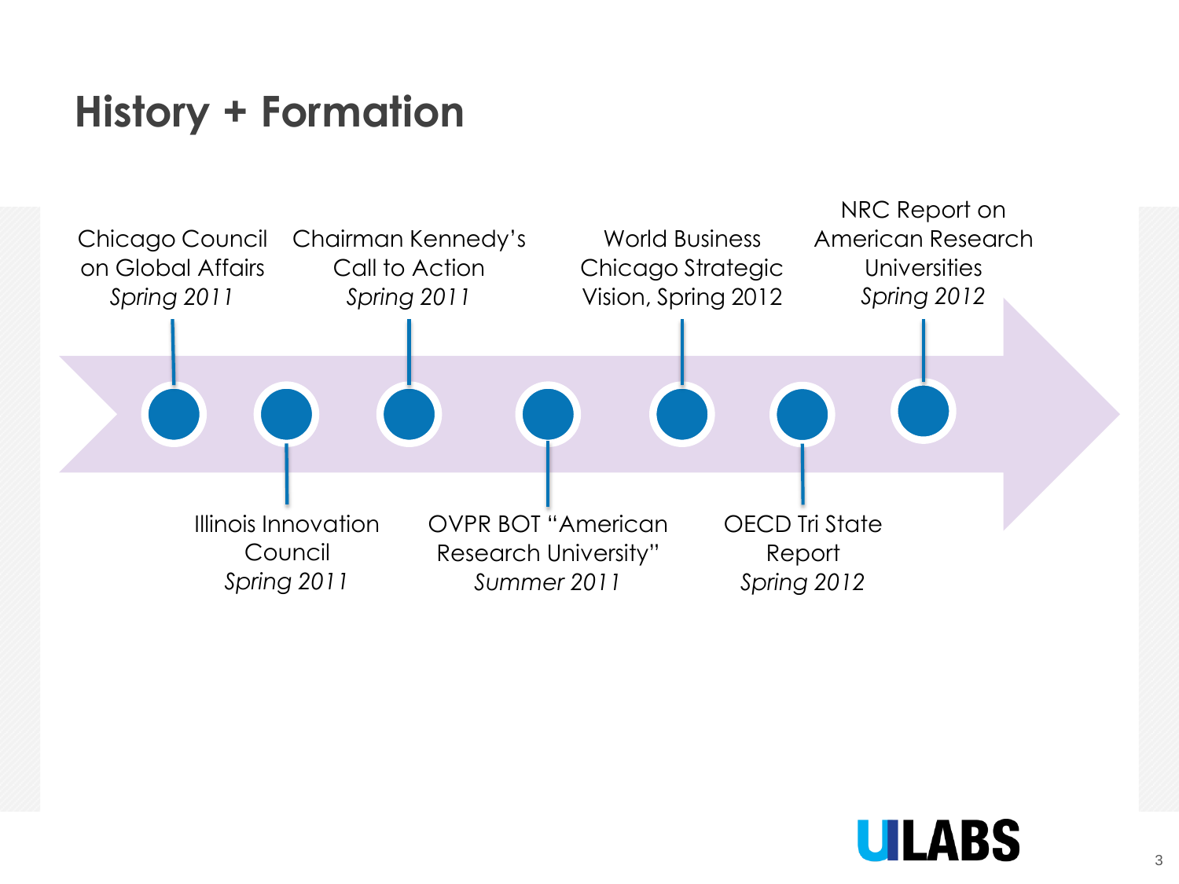# History + Formation

- Chicago Council on Global Affairs *Spring 2011*
- Illinois Innovation Council *Spring 2011*
- Chairman Kennedy's Call to Action *Spring 2011*
- OVPR BOT "American Research University" *Summer 2011*
- World Business Chicago Strategic Vision, Spring 2012
- OECD Tri State Report *Spring 2012*
- NRC Report on American Research Universities *Spring 2012*

UILABS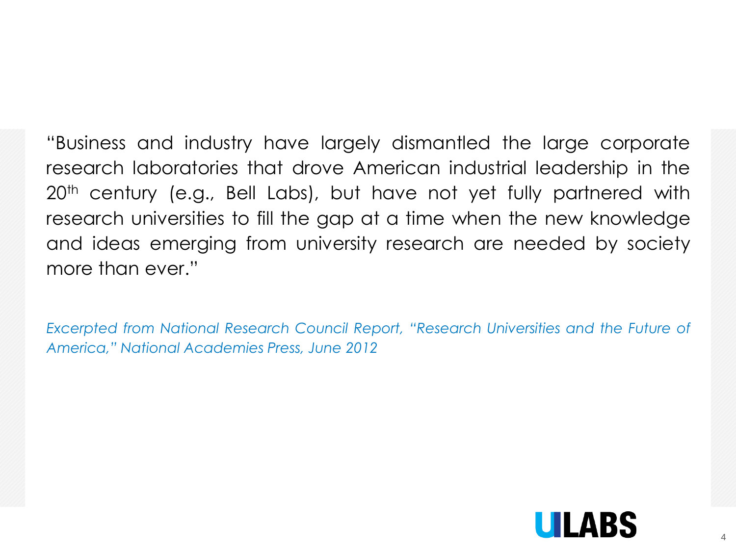"Business and industry have largely dismantled the large corporate research laboratories that drove American industrial leadership in the 20th century (e.g., Bell Labs), but have not yet fully partnered with research universities to fill the gap at a time when the new knowledge and ideas emerging from university research are needed by society more than ever."

*Excerpted from National Research Council Report, "Research Universities and the Future of America," National Academies Press, June 2012*

UILABS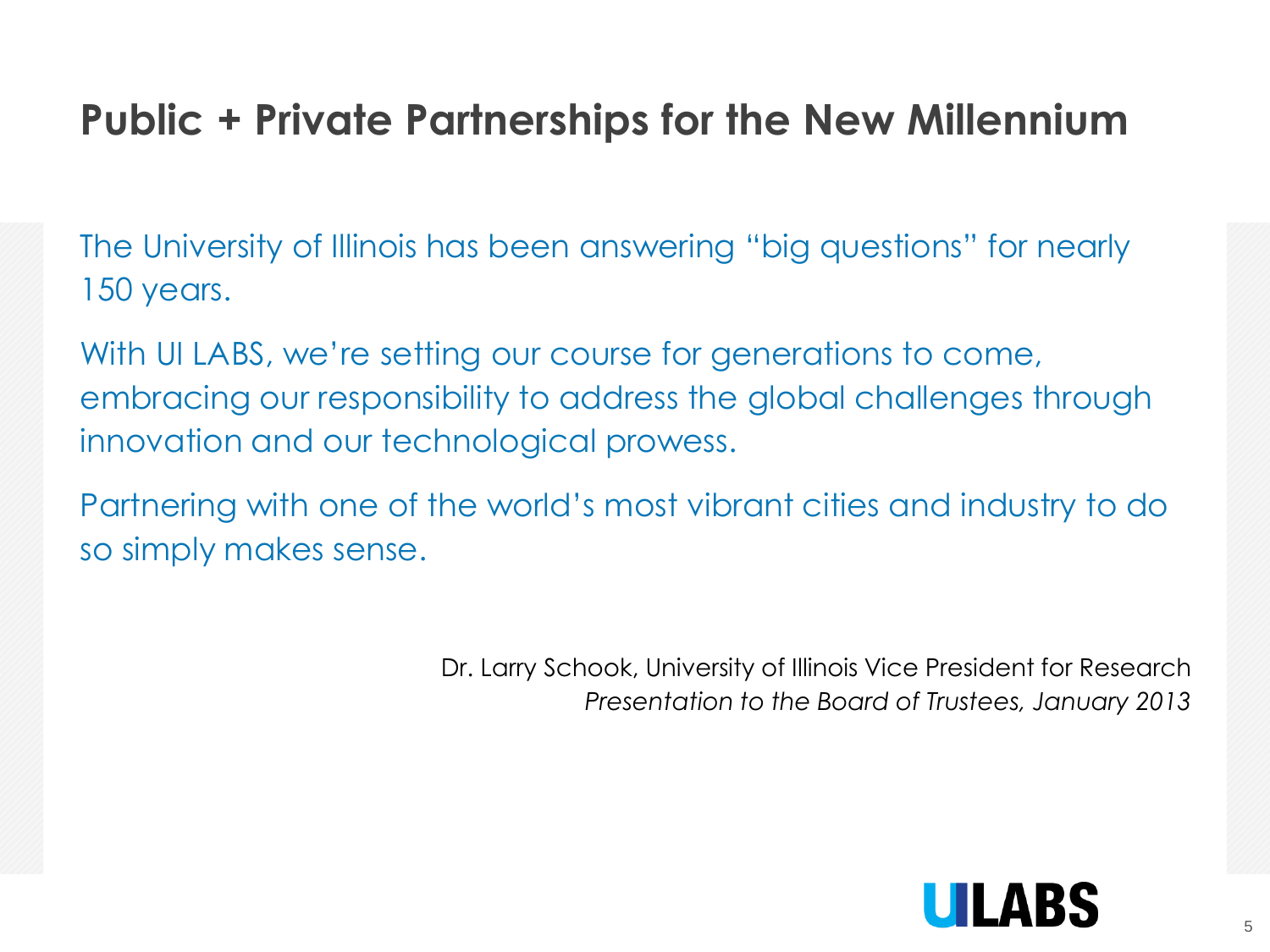# Public + Private Partnerships for the New Millennium

The University of Illinois has been answering "big questions" for nearly 150 years.

With UI LABS, we're setting our course for generations to come, embracing our responsibility to address the global challenges through innovation and our technological prowess.

Partnering with one of the world's most vibrant cities and industry to do so simply makes sense.

Dr. Larry Schook, University of Illinois Vice President for Research
*Presentation to the Board of Trustees, January 2013*

UILABS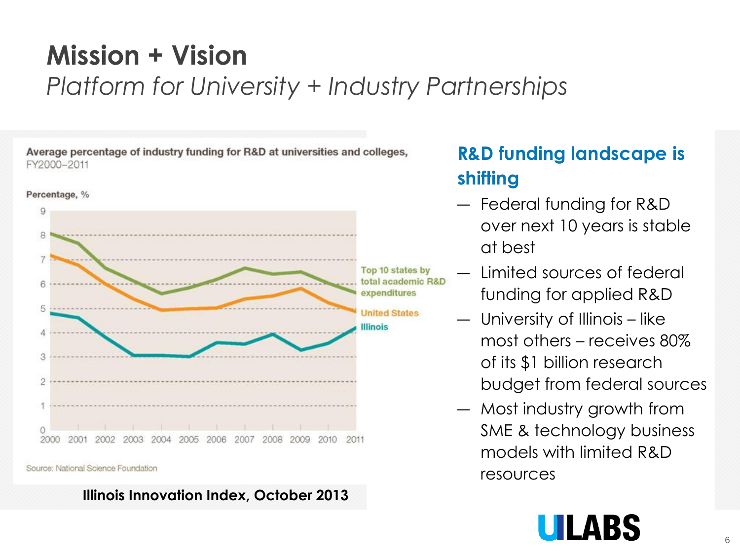# Mission + Vision

*Platform for University + Industry Partnerships*

**Average percentage of industry funding for R&D at universities and colleges,** FY2000–2011

Percentage, %

Top 10 states by total academic R&D expenditures

United States

Illinois

Source: National Science Foundation

**Illinois Innovation Index, October 2013**

## R&D funding landscape is shifting

- Federal funding for R&D over next 10 years is stable at best
- Limited sources of federal funding for applied R&D
- University of Illinois – like most others – receives 80% of its $1 billion research budget from federal sources
- Most industry growth from SME & technology business models with limited R&D resources

UILABS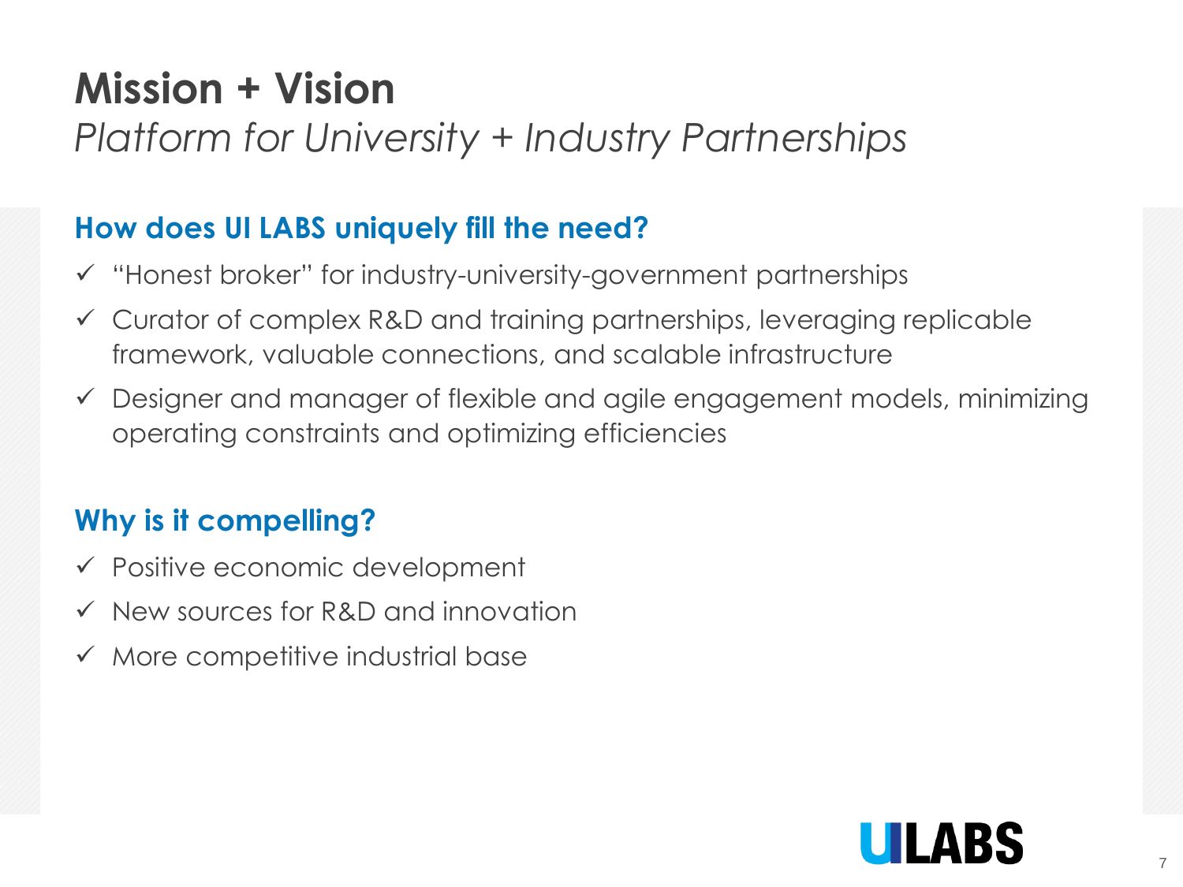# Mission + Vision

*Platform for University + Industry Partnerships*

## How does UI LABS uniquely fill the need?

- ✓ "Honest broker" for industry-university-government partnerships
- ✓ Curator of complex R&D and training partnerships, leveraging replicable framework, valuable connections, and scalable infrastructure
- ✓ Designer and manager of flexible and agile engagement models, minimizing operating constraints and optimizing efficiencies

## Why is it compelling?

- ✓ Positive economic development
- ✓ New sources for R&D and innovation
- ✓ More competitive industrial base

UILABS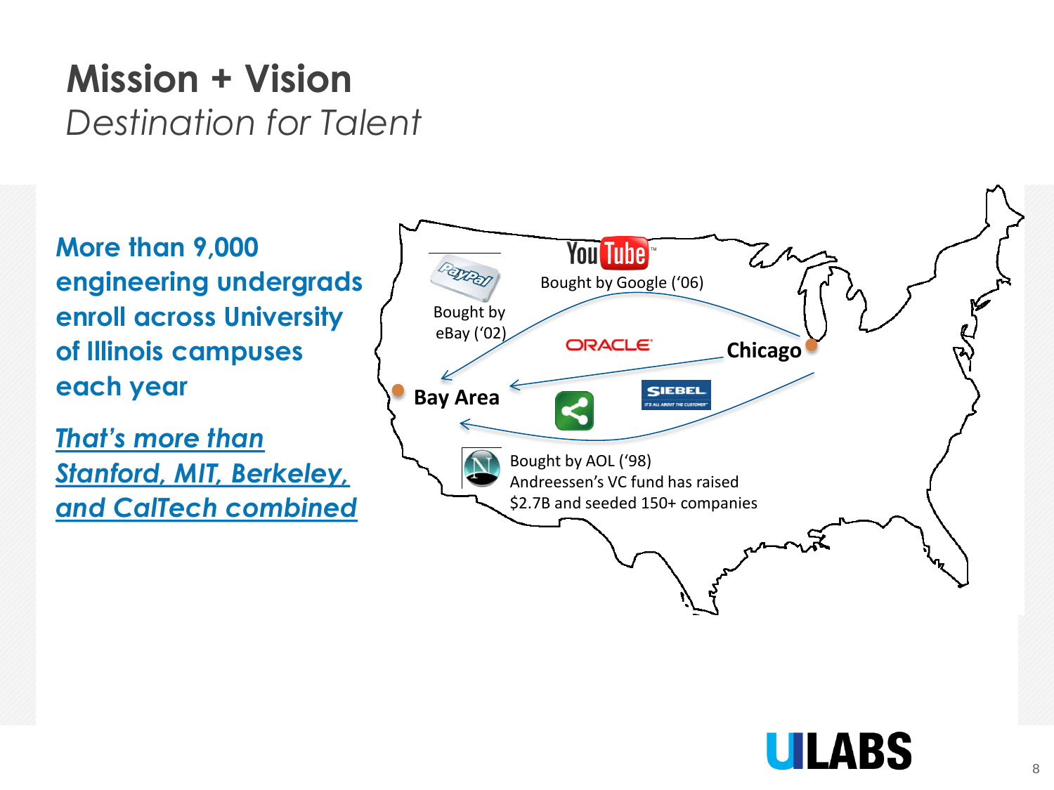# Mission + Vision

*Destination for Talent*

**More than 9,000 engineering undergrads enroll across University of Illinois campuses each year**

***That's more than Stanford, MIT, Berkeley, and CalTech combined***

Bought by Google ('06)

Bought by eBay ('02)

Chicago

Bay Area

Bought by AOL ('98)
Andreessen's VC fund has raised $2.7B and seeded 150+ companies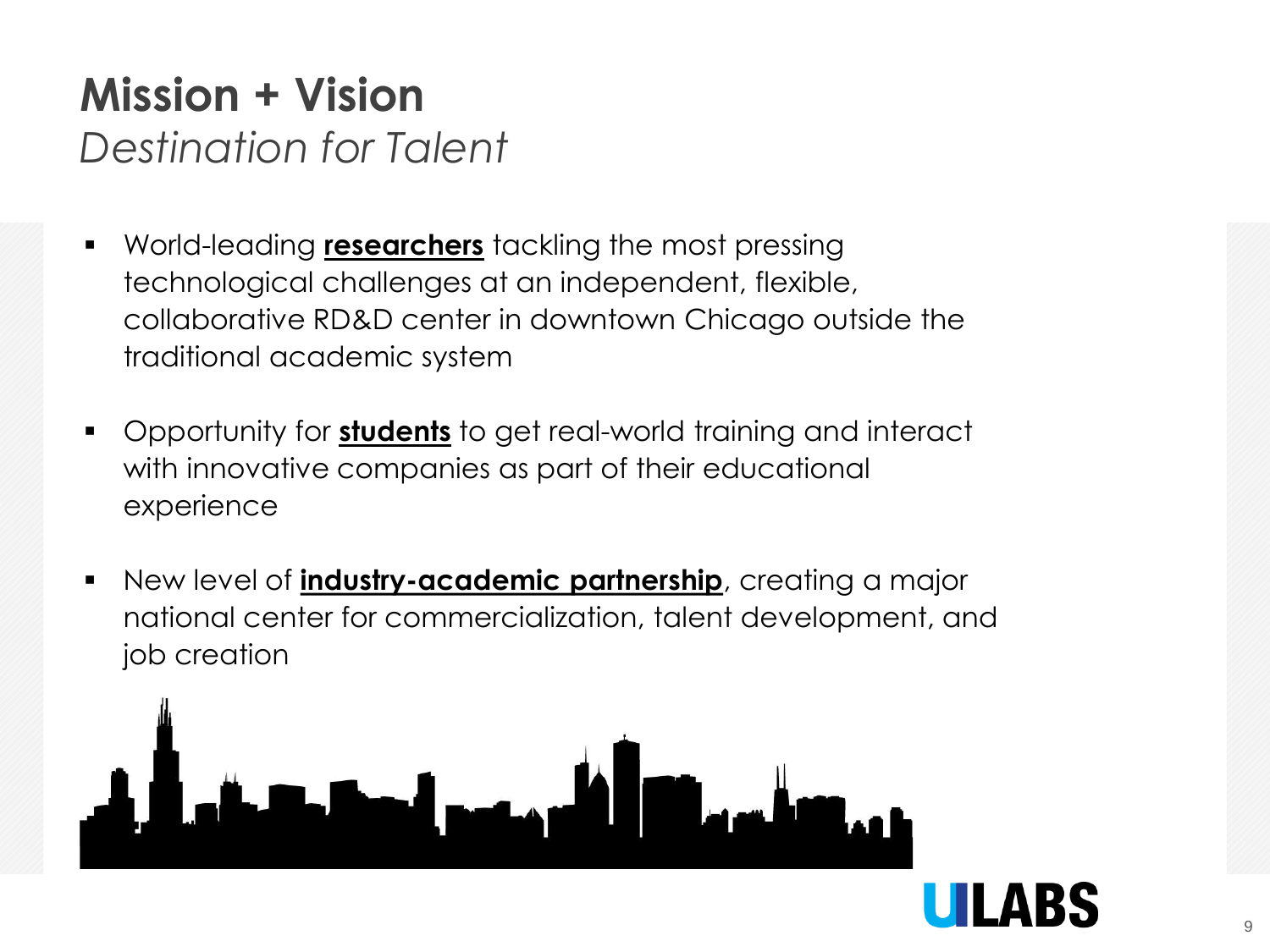# Mission + Vision

*Destination for Talent*

- World-leading **researchers** tackling the most pressing technological challenges at an independent, flexible, collaborative RD&D center in downtown Chicago outside the traditional academic system
- Opportunity for **students** to get real-world training and interact with innovative companies as part of their educational experience
- New level of **industry-academic partnership**, creating a major national center for commercialization, talent development, and job creation

UILABS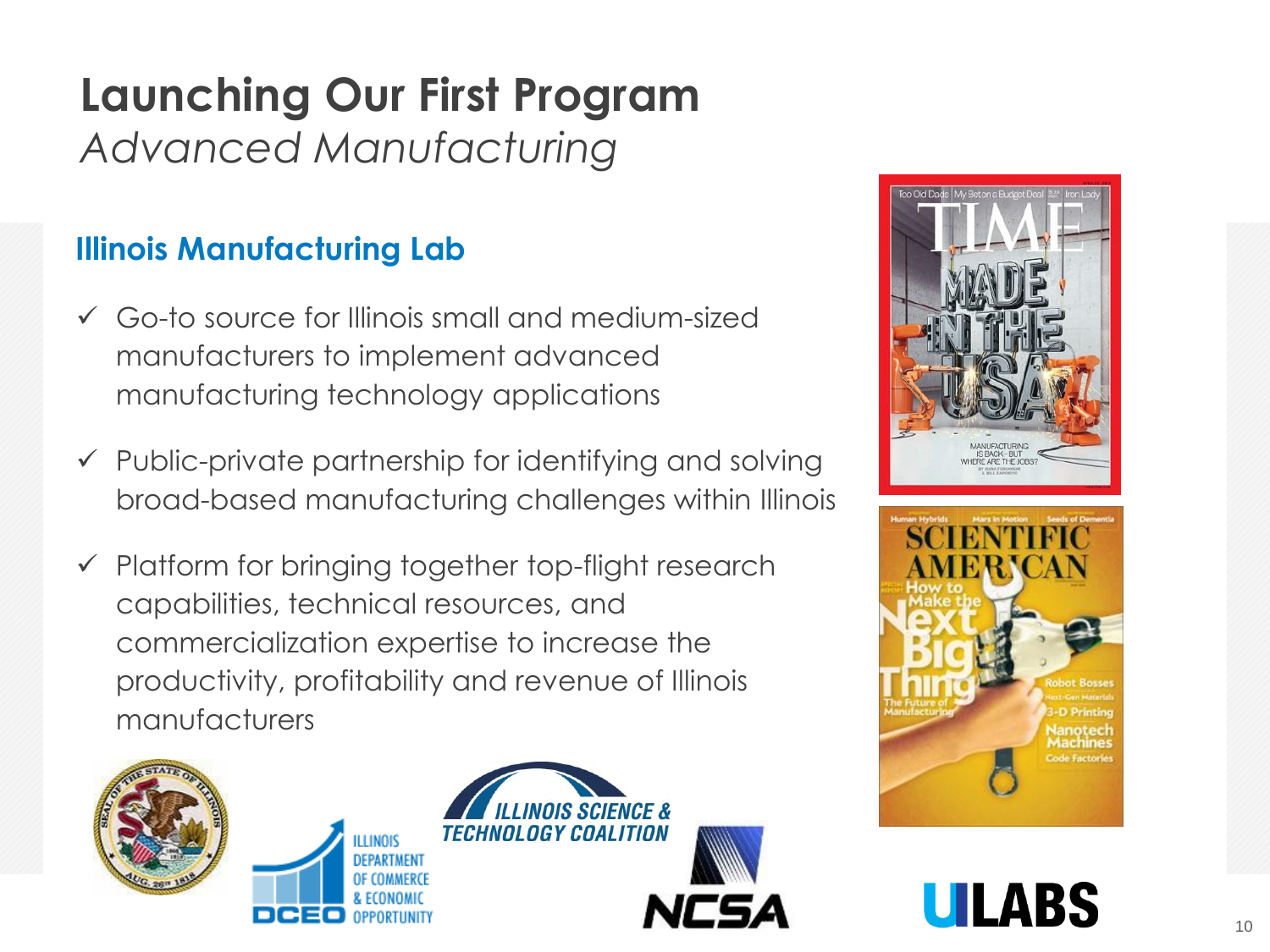# Launching Our First Program

*Advanced Manufacturing*

## Illinois Manufacturing Lab

- ✓ Go-to source for Illinois small and medium-sized manufacturers to implement advanced manufacturing technology applications
- ✓ Public-private partnership for identifying and solving broad-based manufacturing challenges within Illinois
- ✓ Platform for bringing together top-flight research capabilities, technical resources, and commercialization expertise to increase the productivity, profitability and revenue of Illinois manufacturers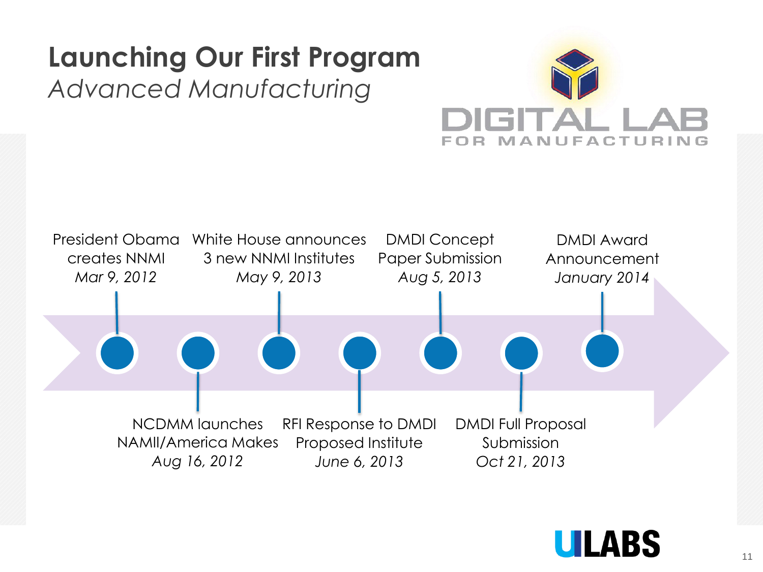# Launching Our First Program

*Advanced Manufacturing*

DIGITAL LAB FOR MANUFACTURING

- President Obama creates NNMI — *Mar 9, 2012*
- NCDMM launches NAMII/America Makes — *Aug 16, 2012*
- White House announces 3 new NNMI Institutes — *May 9, 2013*
- RFI Response to DMDI Proposed Institute — *June 6, 2013*
- DMDI Concept Paper Submission — *Aug 5, 2013*
- DMDI Full Proposal Submission — *Oct 21, 2013*
- DMDI Award Announcement — *January 2014*

UILABS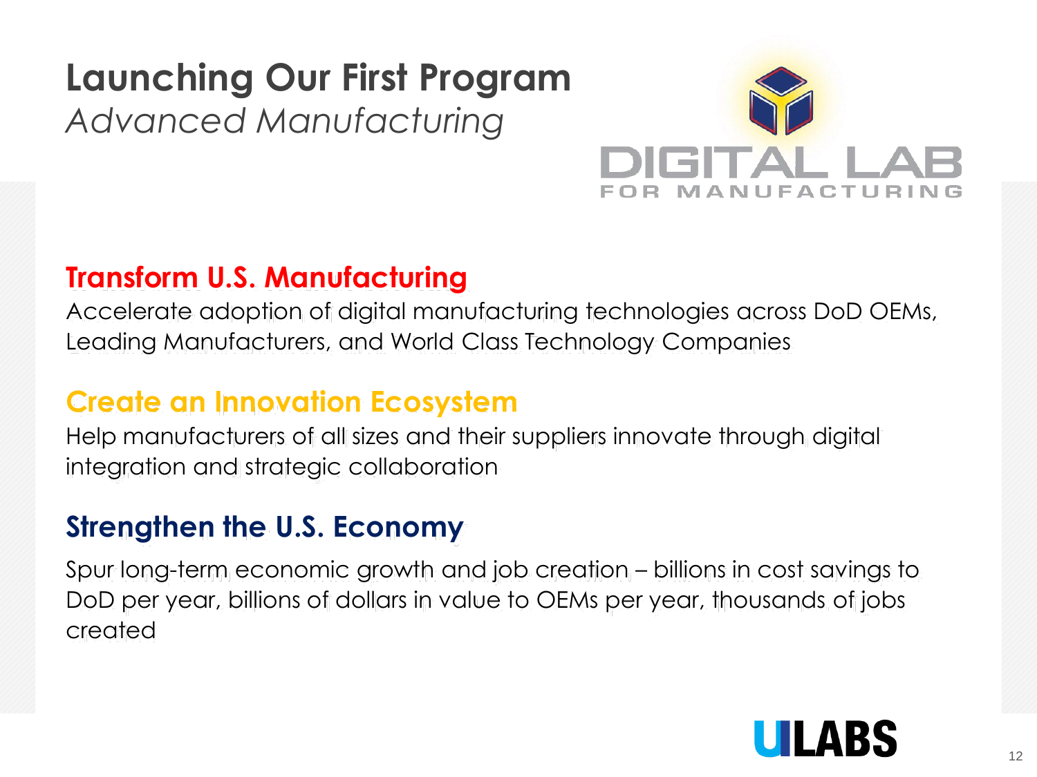# Launching Our First Program

*Advanced Manufacturing*

DIGITAL LAB
FOR MANUFACTURING

## Transform U.S. Manufacturing

Accelerate adoption of digital manufacturing technologies across DoD OEMs, Leading Manufacturers, and World Class Technology Companies

## Create an Innovation Ecosystem

Help manufacturers of all sizes and their suppliers innovate through digital integration and strategic collaboration

## Strengthen the U.S. Economy

Spur long-term economic growth and job creation – billions in cost savings to DoD per year, billions of dollars in value to OEMs per year, thousands of jobs created

UILABS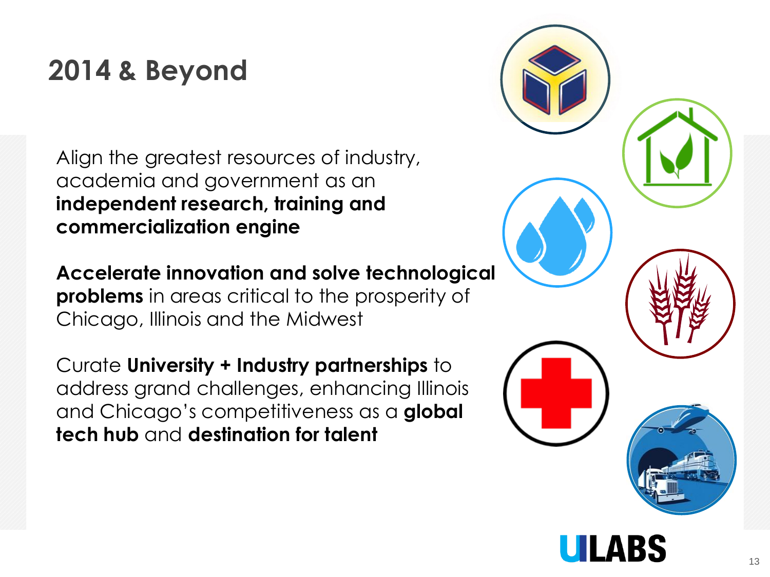# 2014 & Beyond

Align the greatest resources of industry, academia and government as an **independent research, training and commercialization engine**

**Accelerate innovation and solve technological problems** in areas critical to the prosperity of Chicago, Illinois and the Midwest

Curate **University + Industry partnerships** to address grand challenges, enhancing Illinois and Chicago's competitiveness as a **global tech hub** and **destination for talent**

UILABS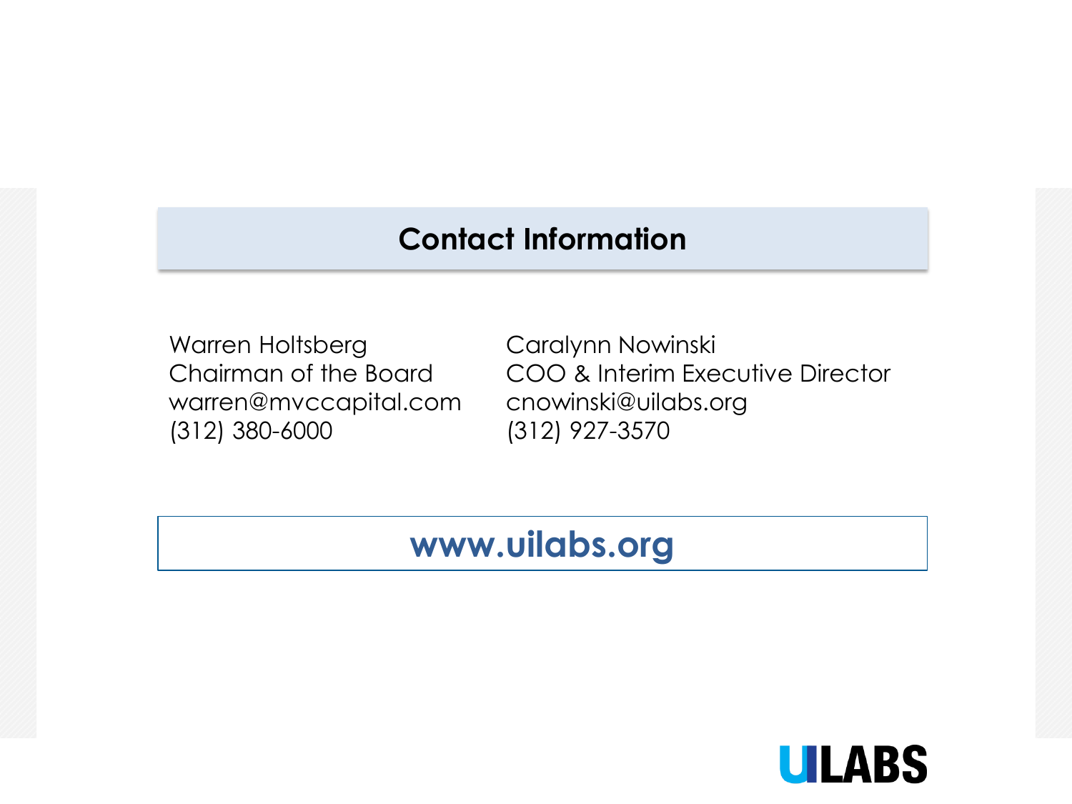## Contact Information

Warren Holtsberg
Chairman of the Board
warren@mvccapital.com
(312) 380-6000

Caralynn Nowinski
COO & Interim Executive Director
cnowinski@uilabs.org
(312) 927-3570

**www.uilabs.org**

UILABS